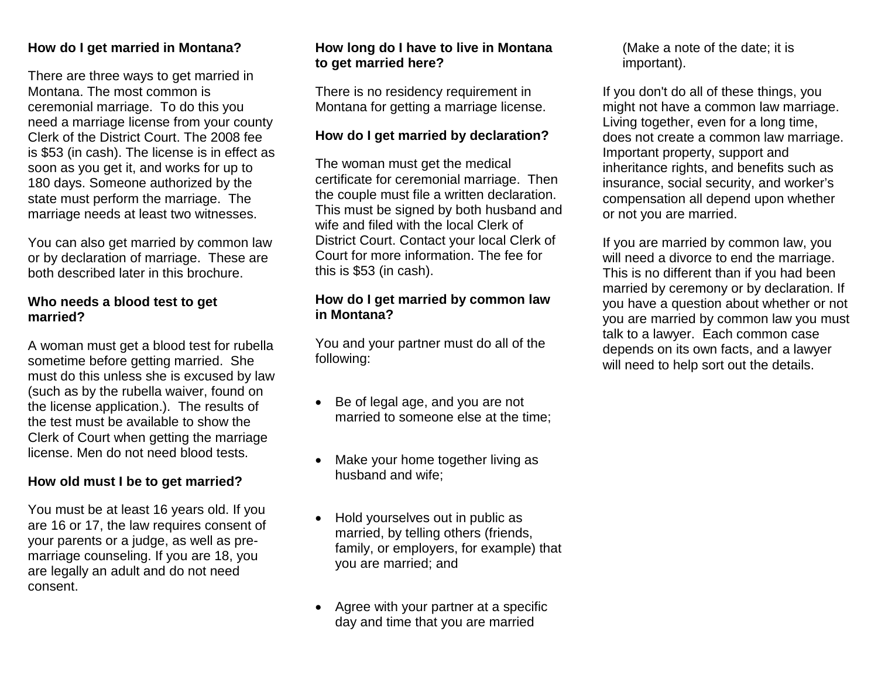**How do I get married in Montana?**

There are three ways to get married in Montana. The most common is ceremonial marriage. To do this you need a marriage license from your county Clerk of the District Court. The 2008 fee is $53 (in cash). The license is in effect as soon as you get it, and works for up to 180 days. Someone authorized by the state must perform the marriage. The marriage needs at least two witnesses.

You can also get married by common law or by declaration of marriage. These are both described later in this brochure.

**Who needs a blood test to get married?**

A woman must get a blood test for rubella sometime before getting married. She must do this unless she is excused by law (such as by the rubella waiver, found on the license application.). The results of the test must be available to show the Clerk of Court when getting the marriage license. Men do not need blood tests.

**How old must I be to get married?**

You must be at least 16 years old. If you are 16 or 17, the law requires consent of your parents or a judge, as well as pre-marriage counseling. If you are 18, you are legally an adult and do not need consent.

**How long do I have to live in Montana to get married here?**

There is no residency requirement in Montana for getting a marriage license.

**How do I get married by declaration?**

The woman must get the medical certificate for ceremonial marriage. Then the couple must file a written declaration. This must be signed by both husband and wife and filed with the local Clerk of District Court. Contact your local Clerk of Court for more information. The fee for this is $53 (in cash).

**How do I get married by common law in Montana?**

You and your partner must do all of the following:

- Be of legal age, and you are not married to someone else at the time;
- Make your home together living as husband and wife;
- Hold yourselves out in public as married, by telling others (friends, family, or employers, for example) that you are married; and
- Agree with your partner at a specific day and time that you are married (Make a note of the date; it is important).

If you don't do all of these things, you might not have a common law marriage. Living together, even for a long time, does not create a common law marriage. Important property, support and inheritance rights, and benefits such as insurance, social security, and worker's compensation all depend upon whether or not you are married.

If you are married by common law, you will need a divorce to end the marriage. This is no different than if you had been married by ceremony or by declaration. If you have a question about whether or not you are married by common law you must talk to a lawyer. Each common case depends on its own facts, and a lawyer will need to help sort out the details.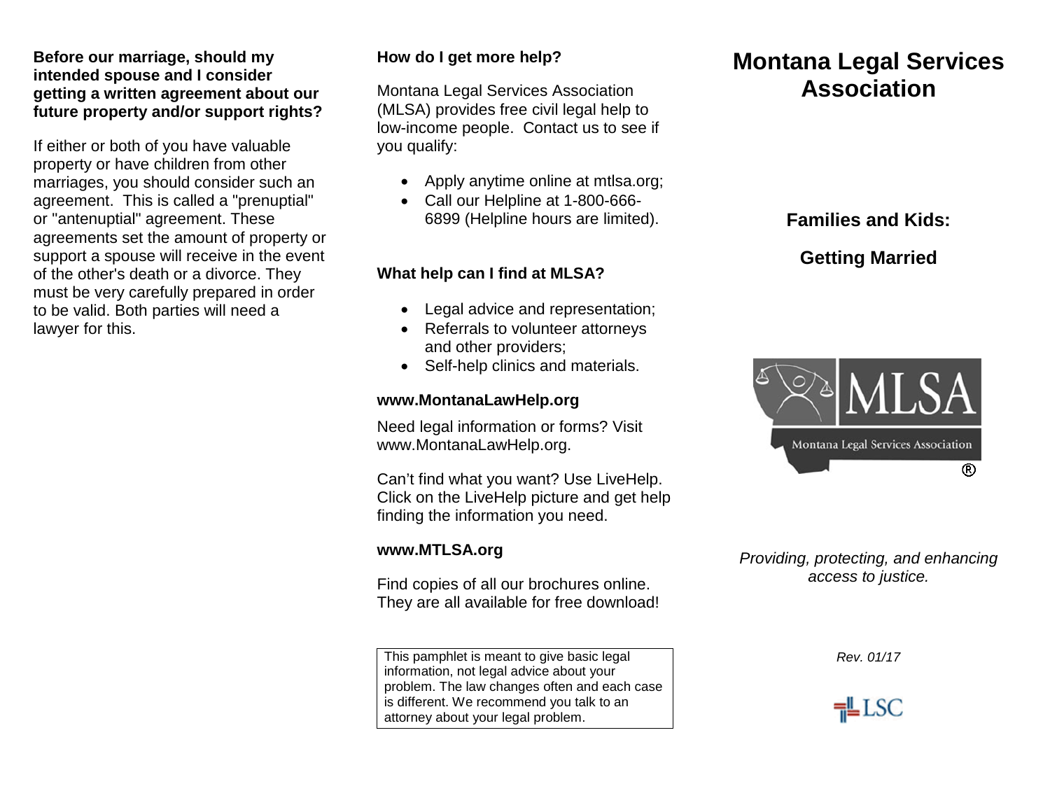**Before our marriage, should my intended spouse and I consider getting a written agreement about our future property and/or support rights?**

If either or both of you have valuable property or have children from other marriages, you should consider such an agreement. This is called a "prenuptial" or "antenuptial" agreement. These agreements set the amount of property or support a spouse will receive in the event of the other's death or a divorce. They must be very carefully prepared in order to be valid. Both parties will need a lawyer for this.

**How do I get more help?**

Montana Legal Services Association (MLSA) provides free civil legal help to low-income people. Contact us to see if you qualify:

- Apply anytime online at mtlsa.org;
- Call our Helpline at 1-800-666-6899 (Helpline hours are limited).

**What help can I find at MLSA?**

- Legal advice and representation;
- Referrals to volunteer attorneys and other providers;
- Self-help clinics and materials.

**www.MontanaLawHelp.org**

Need legal information or forms? Visit www.MontanaLawHelp.org.

Can't find what you want? Use LiveHelp. Click on the LiveHelp picture and get help finding the information you need.

**www.MTLSA.org**

Find copies of all our brochures online. They are all available for free download!

This pamphlet is meant to give basic legal information, not legal advice about your problem. The law changes often and each case is different. We recommend you talk to an attorney about your legal problem.

# Montana Legal Services Association

## Families and Kids:

## Getting Married

MLSA

Montana Legal Services Association ®

*Providing, protecting, and enhancing access to justice.*

*Rev. 01/17*

LSC